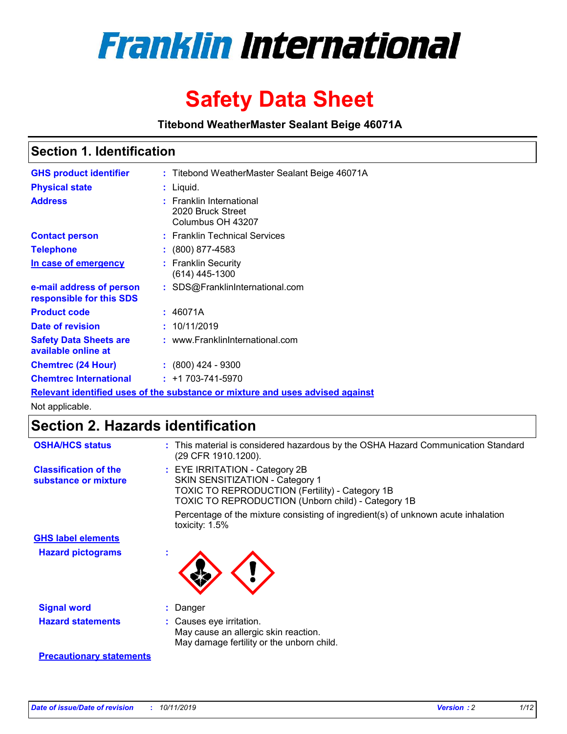# Franklin International

# Safety Data Sheet

**Titebond WeatherMaster Sealant Beige 46071A**

## Section 1. Identification

| | | |
|---|---|---|
| **GHS product identifier** | : | Titebond WeatherMaster Sealant Beige 46071A |
| **Physical state** | : | Liquid. |
| **Address** | : | Franklin International<br>2020 Bruck Street<br>Columbus OH 43207 |
| **Contact person** | : | Franklin Technical Services |
| **Telephone** | : | (800) 877-4583 |
| **In case of emergency** | : | Franklin Security<br>(614) 445-1300 |
| **e-mail address of person responsible for this SDS** | : | SDS@FranklinInternational.com |
| **Product code** | : | 46071A |
| **Date of revision** | : | 10/11/2019 |
| **Safety Data Sheets are available online at** | : | www.FranklinInternational.com |
| **Chemtrec (24 Hour)** | : | (800) 424 - 9300 |
| **Chemtrec International** | : | +1 703-741-5970 |

**Relevant identified uses of the substance or mixture and uses advised against**

Not applicable.

## Section 2. Hazards identification

**OSHA/HCS status** : This material is considered hazardous by the OSHA Hazard Communication Standard (29 CFR 1910.1200).

**Classification of the substance or mixture** : EYE IRRITATION - Category 2B
SKIN SENSITIZATION - Category 1
TOXIC TO REPRODUCTION (Fertility) - Category 1B
TOXIC TO REPRODUCTION (Unborn child) - Category 1B

Percentage of the mixture consisting of ingredient(s) of unknown acute inhalation toxicity: 1.5%

**GHS label elements**

**Hazard pictograms** :

**Signal word** : Danger

**Hazard statements** : Causes eye irritation.
May cause an allergic skin reaction.
May damage fertility or the unborn child.

**Precautionary statements**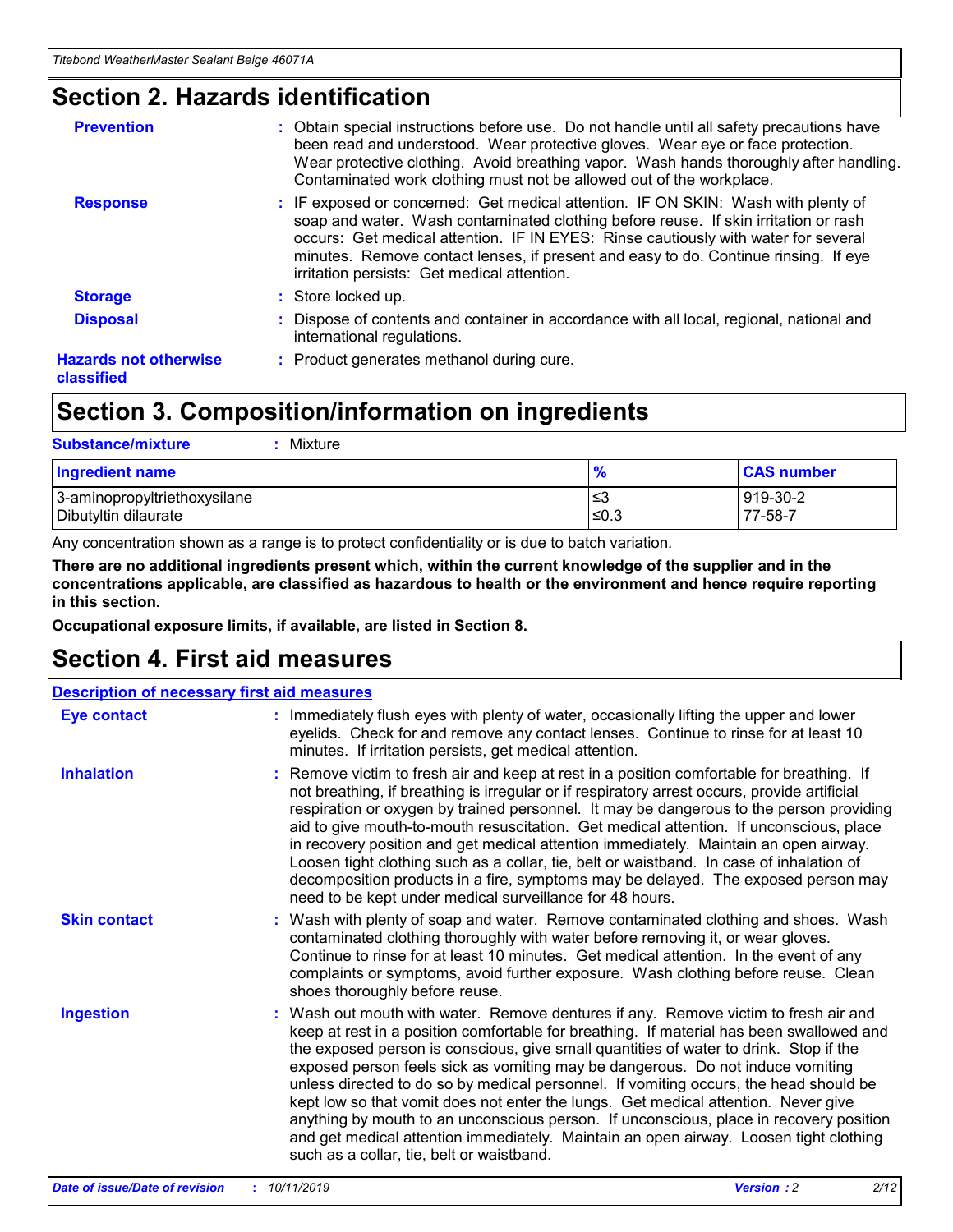## Section 2. Hazards identification

**Prevention** : Obtain special instructions before use. Do not handle until all safety precautions have been read and understood. Wear protective gloves. Wear eye or face protection. Wear protective clothing. Avoid breathing vapor. Wash hands thoroughly after handling. Contaminated work clothing must not be allowed out of the workplace.

**Response** : IF exposed or concerned: Get medical attention. IF ON SKIN: Wash with plenty of soap and water. Wash contaminated clothing before reuse. If skin irritation or rash occurs: Get medical attention. IF IN EYES: Rinse cautiously with water for several minutes. Remove contact lenses, if present and easy to do. Continue rinsing. If eye irritation persists: Get medical attention.

**Storage** : Store locked up.

**Disposal** : Dispose of contents and container in accordance with all local, regional, national and international regulations.

**Hazards not otherwise classified** : Product generates methanol during cure.

## Section 3. Composition/information on ingredients

**Substance/mixture** : Mixture

| Ingredient name | % | CAS number |
|---|---|---|
| 3-aminopropyltriethoxysilane | ≤3 | 919-30-2 |
| Dibutyltin dilaurate | ≤0.3 | 77-58-7 |

Any concentration shown as a range is to protect confidentiality or is due to batch variation.

**There are no additional ingredients present which, within the current knowledge of the supplier and in the concentrations applicable, are classified as hazardous to health or the environment and hence require reporting in this section.**

**Occupational exposure limits, if available, are listed in Section 8.**

## Section 4. First aid measures

**Description of necessary first aid measures**

**Eye contact** : Immediately flush eyes with plenty of water, occasionally lifting the upper and lower eyelids. Check for and remove any contact lenses. Continue to rinse for at least 10 minutes. If irritation persists, get medical attention.

**Inhalation** : Remove victim to fresh air and keep at rest in a position comfortable for breathing. If not breathing, if breathing is irregular or if respiratory arrest occurs, provide artificial respiration or oxygen by trained personnel. It may be dangerous to the person providing aid to give mouth-to-mouth resuscitation. Get medical attention. If unconscious, place in recovery position and get medical attention immediately. Maintain an open airway. Loosen tight clothing such as a collar, tie, belt or waistband. In case of inhalation of decomposition products in a fire, symptoms may be delayed. The exposed person may need to be kept under medical surveillance for 48 hours.

**Skin contact** : Wash with plenty of soap and water. Remove contaminated clothing and shoes. Wash contaminated clothing thoroughly with water before removing it, or wear gloves. Continue to rinse for at least 10 minutes. Get medical attention. In the event of any complaints or symptoms, avoid further exposure. Wash clothing before reuse. Clean shoes thoroughly before reuse.

**Ingestion** : Wash out mouth with water. Remove dentures if any. Remove victim to fresh air and keep at rest in a position comfortable for breathing. If material has been swallowed and the exposed person is conscious, give small quantities of water to drink. Stop if the exposed person feels sick as vomiting may be dangerous. Do not induce vomiting unless directed to do so by medical personnel. If vomiting occurs, the head should be kept low so that vomit does not enter the lungs. Get medical attention. Never give anything by mouth to an unconscious person. If unconscious, place in recovery position and get medical attention immediately. Maintain an open airway. Loosen tight clothing such as a collar, tie, belt or waistband.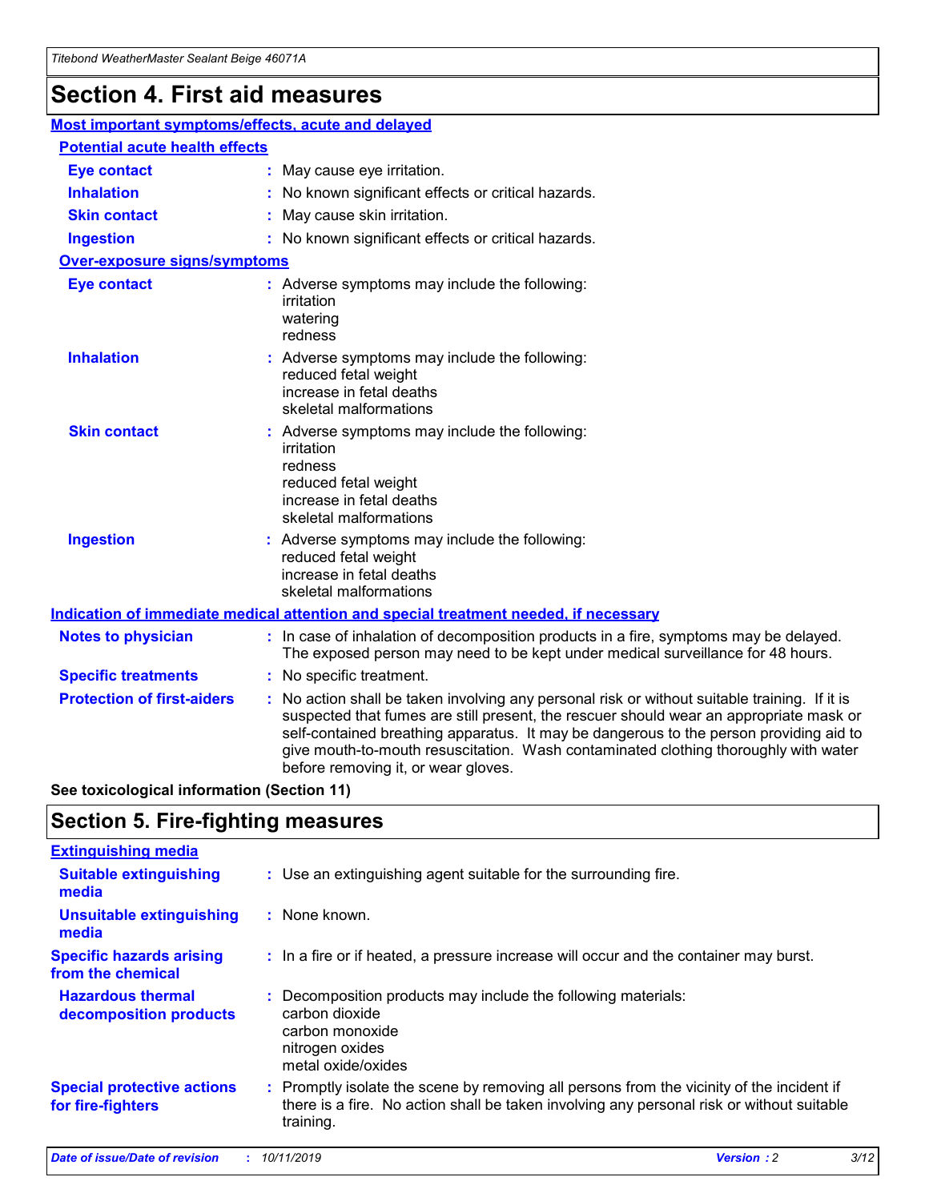# Section 4. First aid measures

## Most important symptoms/effects, acute and delayed

### Potential acute health effects

| | |
|---|---|
| **Eye contact** | : May cause eye irritation. |
| **Inhalation** | : No known significant effects or critical hazards. |
| **Skin contact** | : May cause skin irritation. |
| **Ingestion** | : No known significant effects or critical hazards. |

### Over-exposure signs/symptoms

| | |
|---|---|
| **Eye contact** | : Adverse symptoms may include the following: irritation watering redness |
| **Inhalation** | : Adverse symptoms may include the following: reduced fetal weight increase in fetal deaths skeletal malformations |
| **Skin contact** | : Adverse symptoms may include the following: irritation redness reduced fetal weight increase in fetal deaths skeletal malformations |
| **Ingestion** | : Adverse symptoms may include the following: reduced fetal weight increase in fetal deaths skeletal malformations |

## Indication of immediate medical attention and special treatment needed, if necessary

| | |
|---|---|
| **Notes to physician** | : In case of inhalation of decomposition products in a fire, symptoms may be delayed. The exposed person may need to be kept under medical surveillance for 48 hours. |
| **Specific treatments** | : No specific treatment. |
| **Protection of first-aiders** | : No action shall be taken involving any personal risk or without suitable training. If it is suspected that fumes are still present, the rescuer should wear an appropriate mask or self-contained breathing apparatus. It may be dangerous to the person providing aid to give mouth-to-mouth resuscitation. Wash contaminated clothing thoroughly with water before removing it, or wear gloves. |

**See toxicological information (Section 11)**

# Section 5. Fire-fighting measures

## Extinguishing media

| | |
|---|---|
| **Suitable extinguishing media** | : Use an extinguishing agent suitable for the surrounding fire. |
| **Unsuitable extinguishing media** | : None known. |
| **Specific hazards arising from the chemical** | : In a fire or if heated, a pressure increase will occur and the container may burst. |
| **Hazardous thermal decomposition products** | : Decomposition products may include the following materials: carbon dioxide carbon monoxide nitrogen oxides metal oxide/oxides |
| **Special protective actions for fire-fighters** | : Promptly isolate the scene by removing all persons from the vicinity of the incident if there is a fire. No action shall be taken involving any personal risk or without suitable training. |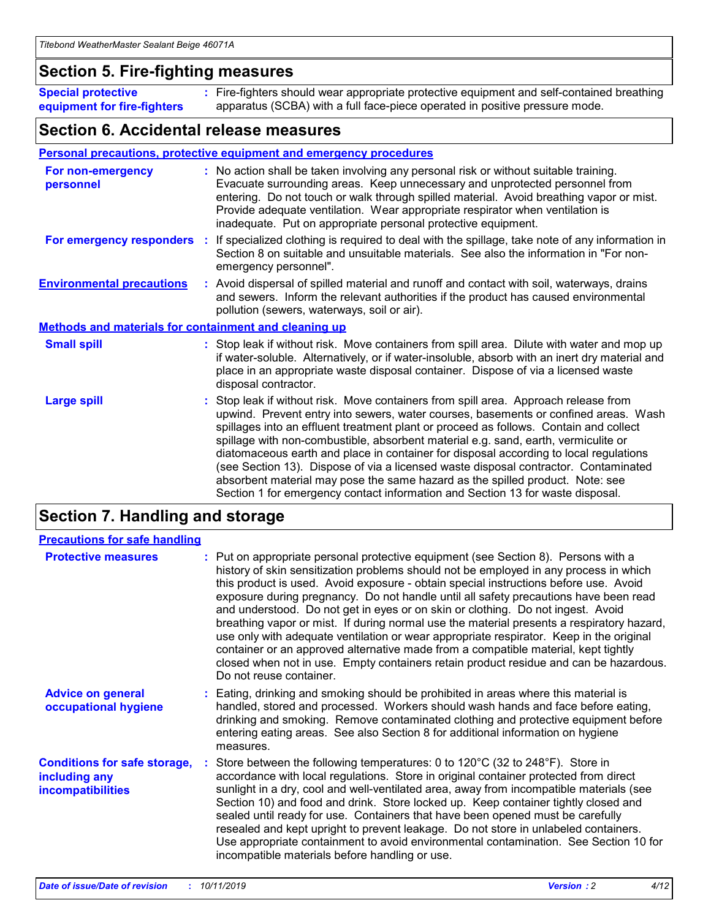## Section 5. Fire-fighting measures

**Special protective equipment for fire-fighters** : Fire-fighters should wear appropriate protective equipment and self-contained breathing apparatus (SCBA) with a full face-piece operated in positive pressure mode.

## Section 6. Accidental release measures

### Personal precautions, protective equipment and emergency procedures

**For non-emergency personnel** : No action shall be taken involving any personal risk or without suitable training. Evacuate surrounding areas. Keep unnecessary and unprotected personnel from entering. Do not touch or walk through spilled material. Avoid breathing vapor or mist. Provide adequate ventilation. Wear appropriate respirator when ventilation is inadequate. Put on appropriate personal protective equipment.

**For emergency responders** : If specialized clothing is required to deal with the spillage, take note of any information in Section 8 on suitable and unsuitable materials. See also the information in "For non-emergency personnel".

**Environmental precautions** : Avoid dispersal of spilled material and runoff and contact with soil, waterways, drains and sewers. Inform the relevant authorities if the product has caused environmental pollution (sewers, waterways, soil or air).

### Methods and materials for containment and cleaning up

**Small spill** : Stop leak if without risk. Move containers from spill area. Dilute with water and mop up if water-soluble. Alternatively, or if water-insoluble, absorb with an inert dry material and place in an appropriate waste disposal container. Dispose of via a licensed waste disposal contractor.

**Large spill** : Stop leak if without risk. Move containers from spill area. Approach release from upwind. Prevent entry into sewers, water courses, basements or confined areas. Wash spillages into an effluent treatment plant or proceed as follows. Contain and collect spillage with non-combustible, absorbent material e.g. sand, earth, vermiculite or diatomaceous earth and place in container for disposal according to local regulations (see Section 13). Dispose of via a licensed waste disposal contractor. Contaminated absorbent material may pose the same hazard as the spilled product. Note: see Section 1 for emergency contact information and Section 13 for waste disposal.

## Section 7. Handling and storage

### Precautions for safe handling

**Protective measures** : Put on appropriate personal protective equipment (see Section 8). Persons with a history of skin sensitization problems should not be employed in any process in which this product is used. Avoid exposure - obtain special instructions before use. Avoid exposure during pregnancy. Do not handle until all safety precautions have been read and understood. Do not get in eyes or on skin or clothing. Do not ingest. Avoid breathing vapor or mist. If during normal use the material presents a respiratory hazard, use only with adequate ventilation or wear appropriate respirator. Keep in the original container or an approved alternative made from a compatible material, kept tightly closed when not in use. Empty containers retain product residue and can be hazardous. Do not reuse container.

**Advice on general occupational hygiene** : Eating, drinking and smoking should be prohibited in areas where this material is handled, stored and processed. Workers should wash hands and face before eating, drinking and smoking. Remove contaminated clothing and protective equipment before entering eating areas. See also Section 8 for additional information on hygiene measures.

**Conditions for safe storage, including any incompatibilities** : Store between the following temperatures: 0 to 120°C (32 to 248°F). Store in accordance with local regulations. Store in original container protected from direct sunlight in a dry, cool and well-ventilated area, away from incompatible materials (see Section 10) and food and drink. Store locked up. Keep container tightly closed and sealed until ready for use. Containers that have been opened must be carefully resealed and kept upright to prevent leakage. Do not store in unlabeled containers. Use appropriate containment to avoid environmental contamination. See Section 10 for incompatible materials before handling or use.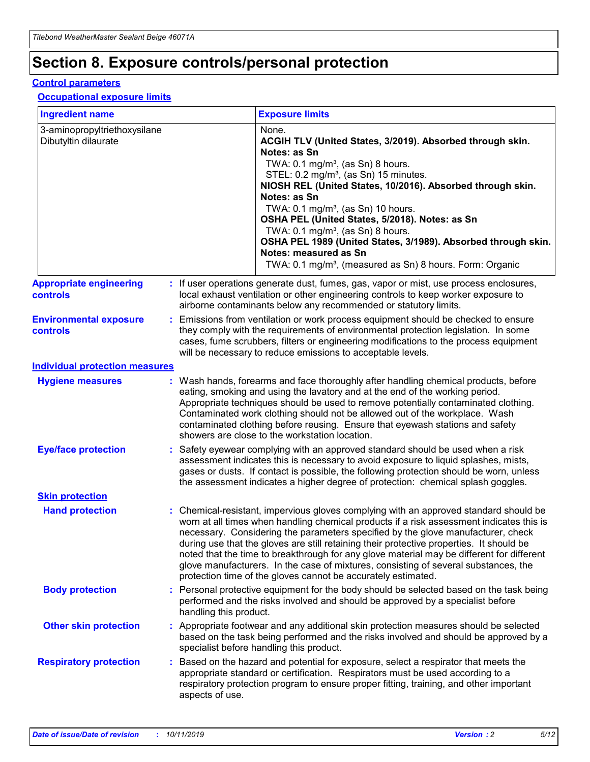# Section 8. Exposure controls/personal protection

## Control parameters

### Occupational exposure limits

| Ingredient name | Exposure limits |
|---|---|
| 3-aminopropyltriethoxysilane<br>Dibutyltin dilaurate | None.<br>**ACGIH TLV (United States, 3/2019). Absorbed through skin. Notes: as Sn**<br>TWA: 0.1 mg/m³, (as Sn) 8 hours.<br>STEL: 0.2 mg/m³, (as Sn) 15 minutes.<br>**NIOSH REL (United States, 10/2016). Absorbed through skin. Notes: as Sn**<br>TWA: 0.1 mg/m³, (as Sn) 10 hours.<br>**OSHA PEL (United States, 5/2018). Notes: as Sn**<br>TWA: 0.1 mg/m³, (as Sn) 8 hours.<br>**OSHA PEL 1989 (United States, 3/1989). Absorbed through skin. Notes: measured as Sn**<br>TWA: 0.1 mg/m³, (measured as Sn) 8 hours. Form: Organic |

**Appropriate engineering controls** : If user operations generate dust, fumes, gas, vapor or mist, use process enclosures, local exhaust ventilation or other engineering controls to keep worker exposure to airborne contaminants below any recommended or statutory limits.

**Environmental exposure controls** : Emissions from ventilation or work process equipment should be checked to ensure they comply with the requirements of environmental protection legislation. In some cases, fume scrubbers, filters or engineering modifications to the process equipment will be necessary to reduce emissions to acceptable levels.

## Individual protection measures

**Hygiene measures** : Wash hands, forearms and face thoroughly after handling chemical products, before eating, smoking and using the lavatory and at the end of the working period. Appropriate techniques should be used to remove potentially contaminated clothing. Contaminated work clothing should not be allowed out of the workplace. Wash contaminated clothing before reusing. Ensure that eyewash stations and safety showers are close to the workstation location.

**Eye/face protection** : Safety eyewear complying with an approved standard should be used when a risk assessment indicates this is necessary to avoid exposure to liquid splashes, mists, gases or dusts. If contact is possible, the following protection should be worn, unless the assessment indicates a higher degree of protection: chemical splash goggles.

### Skin protection

**Hand protection** : Chemical-resistant, impervious gloves complying with an approved standard should be worn at all times when handling chemical products if a risk assessment indicates this is necessary. Considering the parameters specified by the glove manufacturer, check during use that the gloves are still retaining their protective properties. It should be noted that the time to breakthrough for any glove material may be different for different glove manufacturers. In the case of mixtures, consisting of several substances, the protection time of the gloves cannot be accurately estimated.

**Body protection** : Personal protective equipment for the body should be selected based on the task being performed and the risks involved and should be approved by a specialist before handling this product.

**Other skin protection** : Appropriate footwear and any additional skin protection measures should be selected based on the task being performed and the risks involved and should be approved by a specialist before handling this product.

**Respiratory protection** : Based on the hazard and potential for exposure, select a respirator that meets the appropriate standard or certification. Respirators must be used according to a respiratory protection program to ensure proper fitting, training, and other important aspects of use.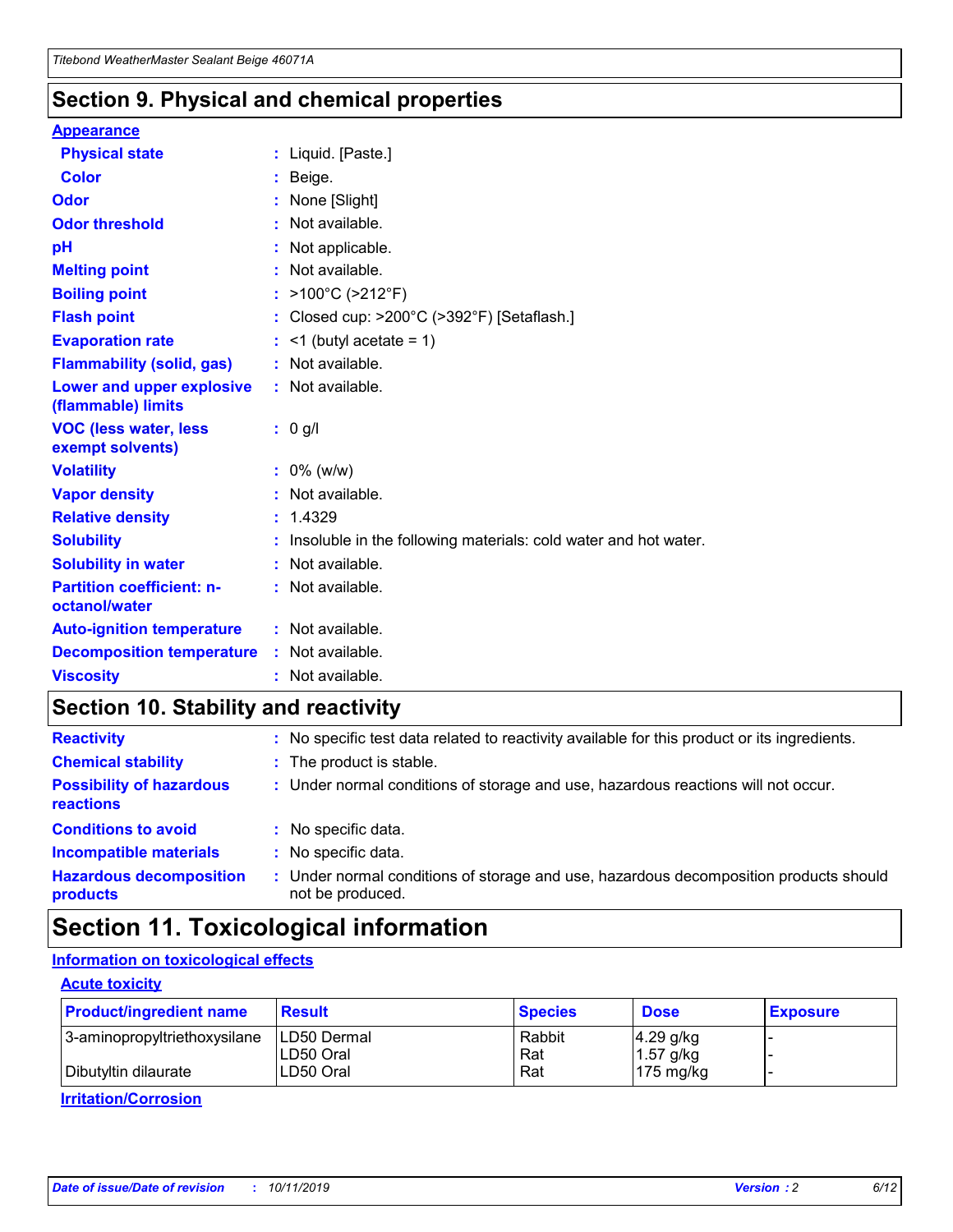## Section 9. Physical and chemical properties

### Appearance

| | |
|---|---|
| **Physical state** | : Liquid. [Paste.] |
| **Color** | : Beige. |
| **Odor** | : None [Slight] |
| **Odor threshold** | : Not available. |
| **pH** | : Not applicable. |
| **Melting point** | : Not available. |
| **Boiling point** | : >100°C (>212°F) |
| **Flash point** | : Closed cup: >200°C (>392°F) [Setaflash.] |
| **Evaporation rate** | : <1 (butyl acetate = 1) |
| **Flammability (solid, gas)** | : Not available. |
| **Lower and upper explosive (flammable) limits** | : Not available. |
| **VOC (less water, less exempt solvents)** | : 0 g/l |
| **Volatility** | : 0% (w/w) |
| **Vapor density** | : Not available. |
| **Relative density** | : 1.4329 |
| **Solubility** | : Insoluble in the following materials: cold water and hot water. |
| **Solubility in water** | : Not available. |
| **Partition coefficient: n-octanol/water** | : Not available. |
| **Auto-ignition temperature** | : Not available. |
| **Decomposition temperature** | : Not available. |
| **Viscosity** | : Not available. |

## Section 10. Stability and reactivity

| | |
|---|---|
| **Reactivity** | : No specific test data related to reactivity available for this product or its ingredients. |
| **Chemical stability** | : The product is stable. |
| **Possibility of hazardous reactions** | : Under normal conditions of storage and use, hazardous reactions will not occur. |
| **Conditions to avoid** | : No specific data. |
| **Incompatible materials** | : No specific data. |
| **Hazardous decomposition products** | : Under normal conditions of storage and use, hazardous decomposition products should not be produced. |

## Section 11. Toxicological information

### Information on toxicological effects

#### Acute toxicity

| Product/ingredient name | Result | Species | Dose | Exposure |
|---|---|---|---|---|
| 3-aminopropyltriethoxysilane | LD50 Dermal | Rabbit | 4.29 g/kg | - |
| | LD50 Oral | Rat | 1.57 g/kg | - |
| Dibutyltin dilaurate | LD50 Oral | Rat | 175 mg/kg | - |

#### Irritation/Corrosion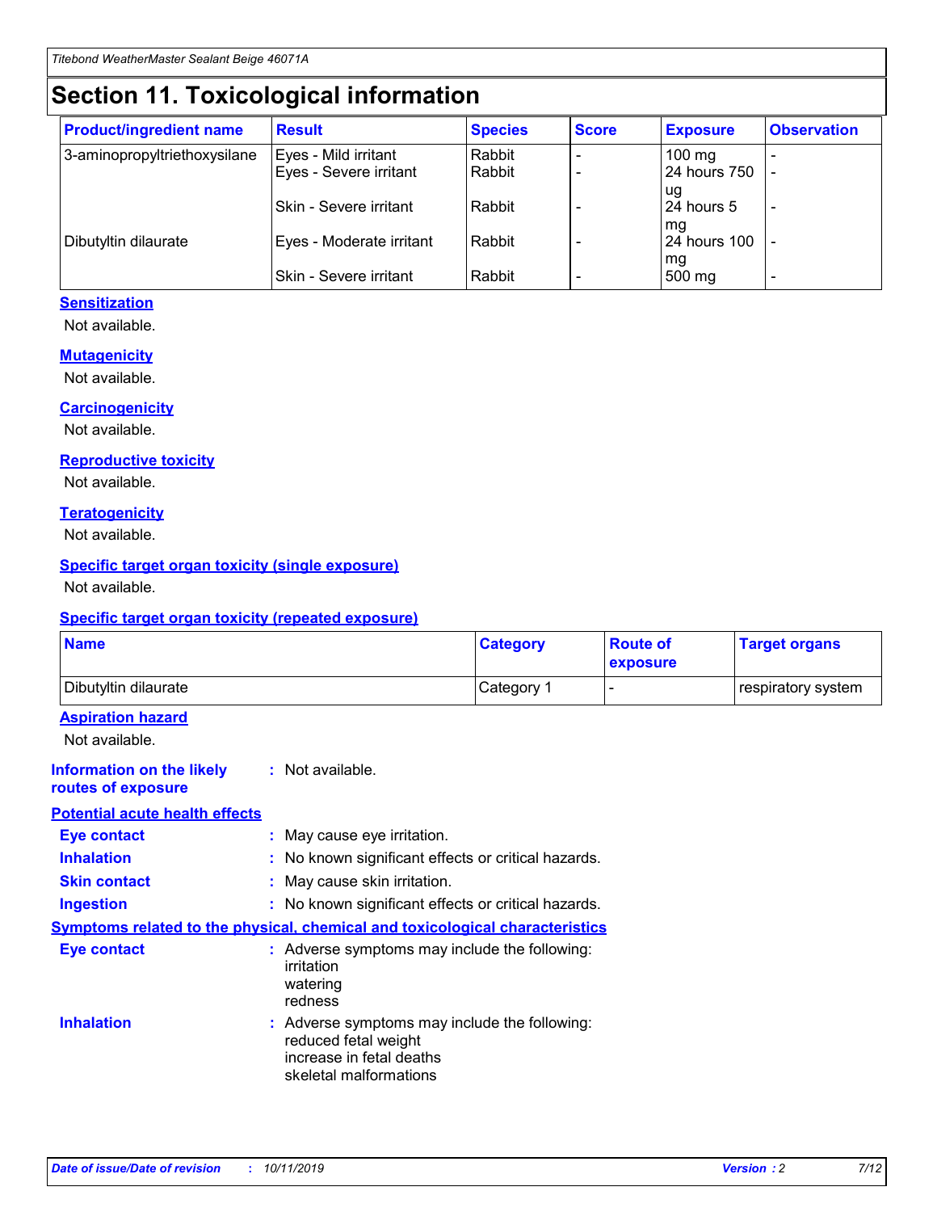# Section 11. Toxicological information

| Product/ingredient name | Result | Species | Score | Exposure | Observation |
|---|---|---|---|---|---|
| 3-aminopropyltriethoxysilane | Eyes - Mild irritant | Rabbit | - | 100 mg | - |
| | Eyes - Severe irritant | Rabbit | - | 24 hours 750 ug | - |
| | Skin - Severe irritant | Rabbit | - | 24 hours 5 mg | - |
| Dibutyltin dilaurate | Eyes - Moderate irritant | Rabbit | - | 24 hours 100 mg | - |
| | Skin - Severe irritant | Rabbit | - | 500 mg | - |

**Sensitization**

Not available.

**Mutagenicity**

Not available.

**Carcinogenicity**

Not available.

**Reproductive toxicity**

Not available.

**Teratogenicity**

Not available.

**Specific target organ toxicity (single exposure)**

Not available.

**Specific target organ toxicity (repeated exposure)**

| Name | Category | Route of exposure | Target organs |
|---|---|---|---|
| Dibutyltin dilaurate | Category 1 | - | respiratory system |

**Aspiration hazard**

Not available.

**Information on the likely routes of exposure** : Not available.

**Potential acute health effects**

**Eye contact** : May cause eye irritation.

**Inhalation** : No known significant effects or critical hazards.

**Skin contact** : May cause skin irritation.

**Ingestion** : No known significant effects or critical hazards.

**Symptoms related to the physical, chemical and toxicological characteristics**

**Eye contact** : Adverse symptoms may include the following:
irritation
watering
redness

**Inhalation** : Adverse symptoms may include the following:
reduced fetal weight
increase in fetal deaths
skeletal malformations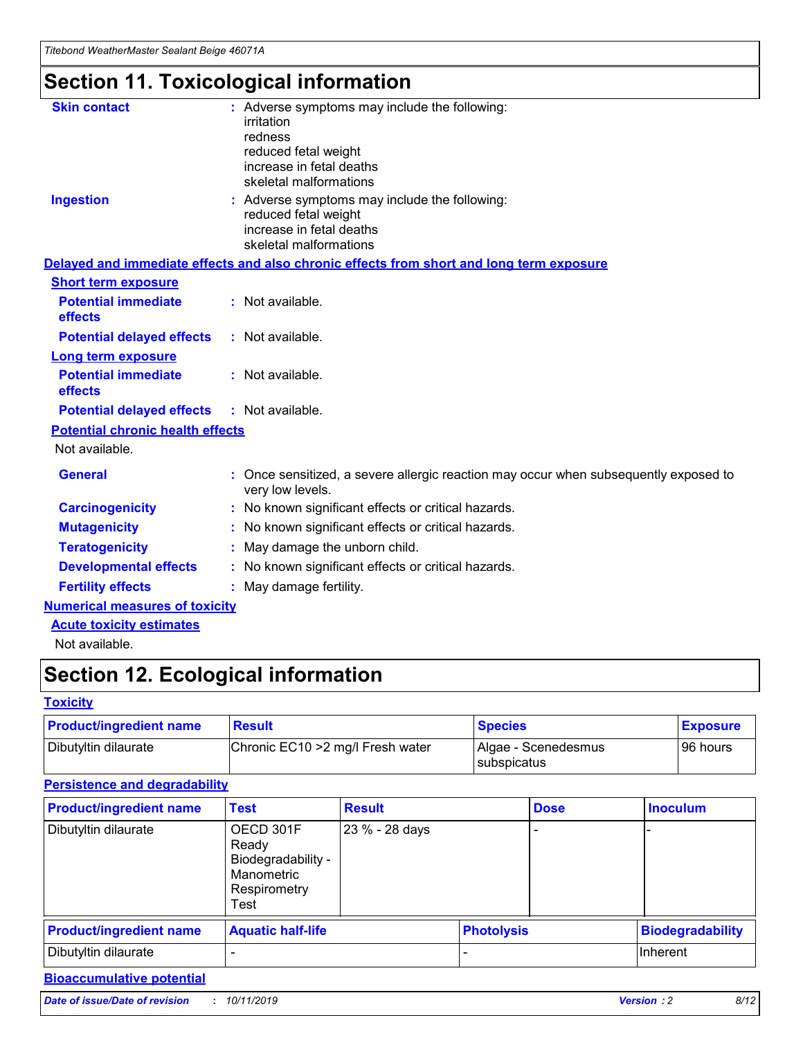# Section 11. Toxicological information

**Skin contact** : Adverse symptoms may include the following:
irritation
redness
reduced fetal weight
increase in fetal deaths
skeletal malformations

**Ingestion** : Adverse symptoms may include the following:
reduced fetal weight
increase in fetal deaths
skeletal malformations

**Delayed and immediate effects and also chronic effects from short and long term exposure**

**Short term exposure**

**Potential immediate effects** : Not available.

**Potential delayed effects** : Not available.

**Long term exposure**

**Potential immediate effects** : Not available.

**Potential delayed effects** : Not available.

**Potential chronic health effects**

Not available.

**General** : Once sensitized, a severe allergic reaction may occur when subsequently exposed to very low levels.

**Carcinogenicity** : No known significant effects or critical hazards.

**Mutagenicity** : No known significant effects or critical hazards.

**Teratogenicity** : May damage the unborn child.

**Developmental effects** : No known significant effects or critical hazards.

**Fertility effects** : May damage fertility.

**Numerical measures of toxicity**

**Acute toxicity estimates**

Not available.

# Section 12. Ecological information

**Toxicity**

| Product/ingredient name | Result | Species | Exposure |
|---|---|---|---|
| Dibutyltin dilaurate | Chronic EC10 >2 mg/l Fresh water | Algae - Scenedesmus subspicatus | 96 hours |

**Persistence and degradability**

| Product/ingredient name | Test | Result | Dose | Inoculum |
|---|---|---|---|---|
| Dibutyltin dilaurate | OECD 301F Ready Biodegradability - Manometric Respirometry Test | 23 % - 28 days | - | - |

| Product/ingredient name | Aquatic half-life | Photolysis | Biodegradability |
|---|---|---|---|
| Dibutyltin dilaurate | - | - | Inherent |

**Bioaccumulative potential**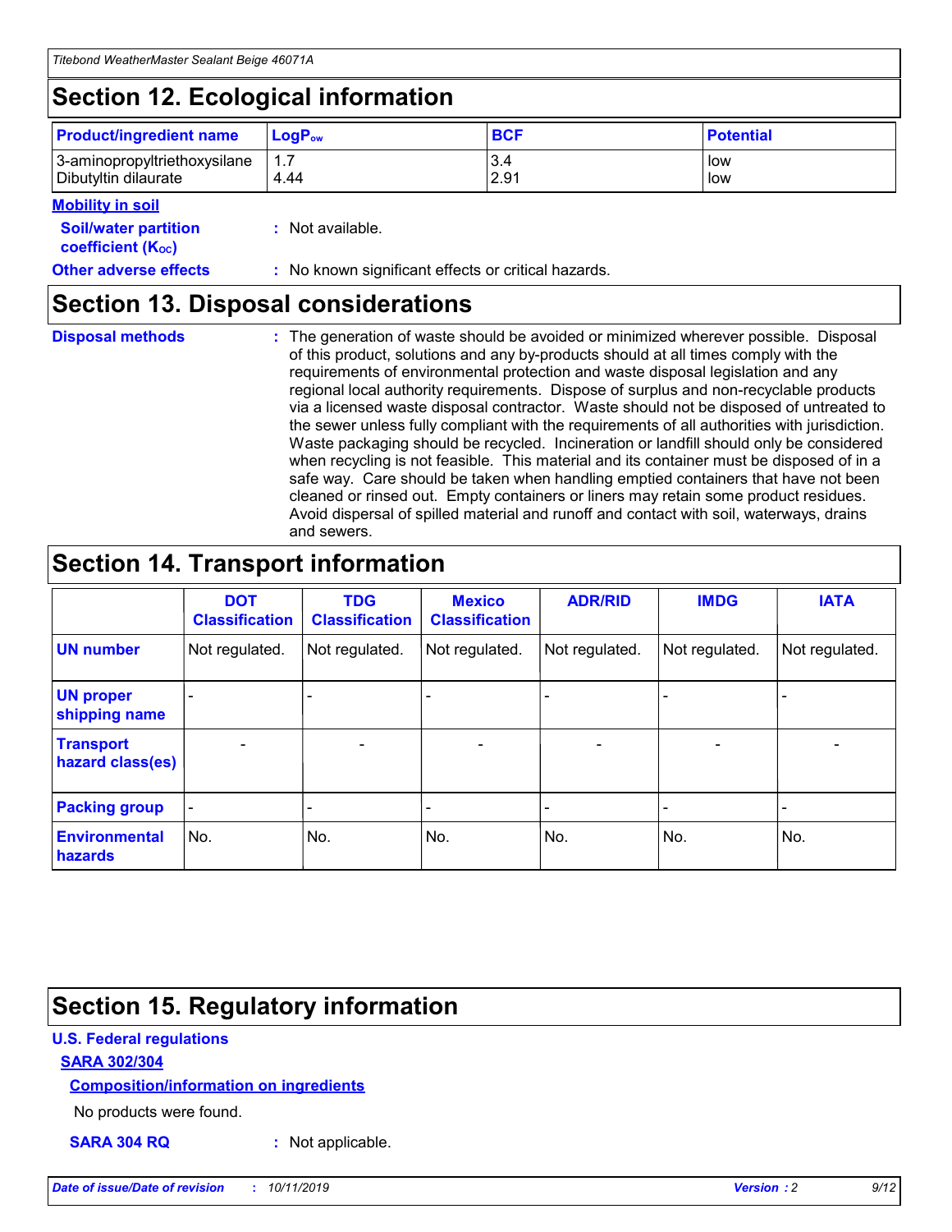## Section 12. Ecological information

| Product/ingredient name | $LogP_{ow}$ | BCF | Potential |
|---|---|---|---|
| 3-aminopropyltriethoxysilane | 1.7 | 3.4 | low |
| Dibutyltin dilaurate | 4.44 | 2.91 | low |

**Mobility in soil**

**Soil/water partition coefficient ($K_{OC}$)** : Not available.

**Other adverse effects** : No known significant effects or critical hazards.

## Section 13. Disposal considerations

**Disposal methods** : The generation of waste should be avoided or minimized wherever possible. Disposal of this product, solutions and any by-products should at all times comply with the requirements of environmental protection and waste disposal legislation and any regional local authority requirements. Dispose of surplus and non-recyclable products via a licensed waste disposal contractor. Waste should not be disposed of untreated to the sewer unless fully compliant with the requirements of all authorities with jurisdiction. Waste packaging should be recycled. Incineration or landfill should only be considered when recycling is not feasible. This material and its container must be disposed of in a safe way. Care should be taken when handling emptied containers that have not been cleaned or rinsed out. Empty containers or liners may retain some product residues. Avoid dispersal of spilled material and runoff and contact with soil, waterways, drains and sewers.

## Section 14. Transport information

| | DOT Classification | TDG Classification | Mexico Classification | ADR/RID | IMDG | IATA |
|---|---|---|---|---|---|---|
| UN number | Not regulated. | Not regulated. | Not regulated. | Not regulated. | Not regulated. | Not regulated. |
| UN proper shipping name | - | - | - | - | - | - |
| Transport hazard class(es) | - | - | - | - | - | - |
| Packing group | - | - | - | - | - | - |
| Environmental hazards | No. | No. | No. | No. | No. | No. |

## Section 15. Regulatory information

**U.S. Federal regulations**

**SARA 302/304**

**Composition/information on ingredients**

No products were found.

**SARA 304 RQ** : Not applicable.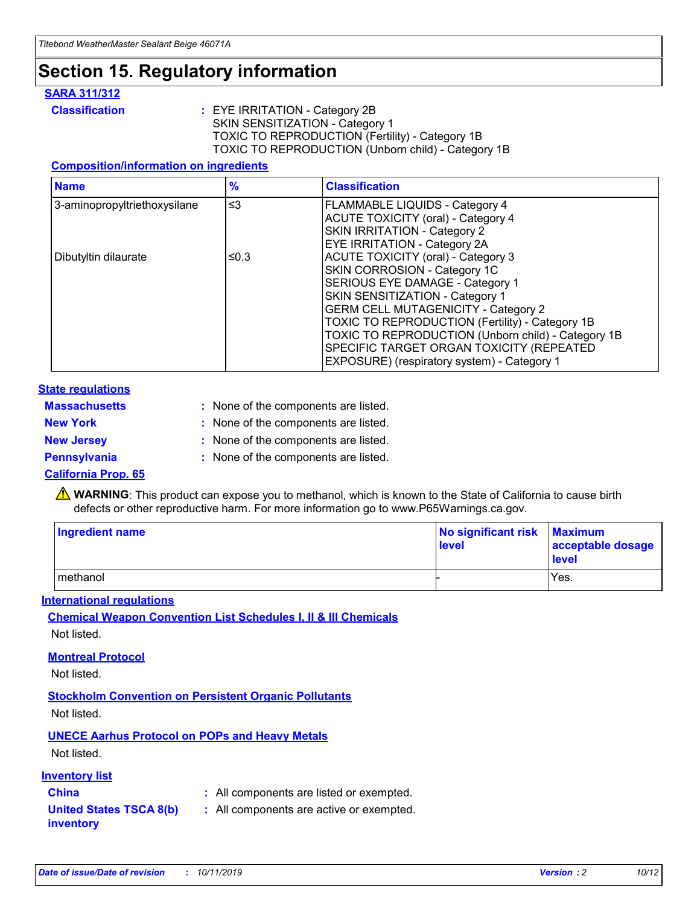# Section 15. Regulatory information

## SARA 311/312

**Classification** : EYE IRRITATION - Category 2B
SKIN SENSITIZATION - Category 1
TOXIC TO REPRODUCTION (Fertility) - Category 1B
TOXIC TO REPRODUCTION (Unborn child) - Category 1B

### Composition/information on ingredients

| Name | % | Classification |
|---|---|---|
| 3-aminopropyltriethoxysilane | ≤3 | FLAMMABLE LIQUIDS - Category 4<br>ACUTE TOXICITY (oral) - Category 4<br>SKIN IRRITATION - Category 2<br>EYE IRRITATION - Category 2A |
| Dibutyltin dilaurate | ≤0.3 | ACUTE TOXICITY (oral) - Category 3<br>SKIN CORROSION - Category 1C<br>SERIOUS EYE DAMAGE - Category 1<br>SKIN SENSITIZATION - Category 1<br>GERM CELL MUTAGENICITY - Category 2<br>TOXIC TO REPRODUCTION (Fertility) - Category 1B<br>TOXIC TO REPRODUCTION (Unborn child) - Category 1B<br>SPECIFIC TARGET ORGAN TOXICITY (REPEATED EXPOSURE) (respiratory system) - Category 1 |

## State regulations

**Massachusetts** : None of the components are listed.

**New York** : None of the components are listed.

**New Jersey** : None of the components are listed.

**Pennsylvania** : None of the components are listed.

## California Prop. 65

⚠ **WARNING**: This product can expose you to methanol, which is known to the State of California to cause birth defects or other reproductive harm. For more information go to www.P65Warnings.ca.gov.

| Ingredient name | No significant risk level | Maximum acceptable dosage level |
|---|---|---|
| methanol | - | Yes. |

## International regulations

### Chemical Weapon Convention List Schedules I, II & III Chemicals

Not listed.

### Montreal Protocol

Not listed.

### Stockholm Convention on Persistent Organic Pollutants

Not listed.

### UNECE Aarhus Protocol on POPs and Heavy Metals

Not listed.

## Inventory list

**China** : All components are listed or exempted.

**United States TSCA 8(b) inventory** : All components are active or exempted.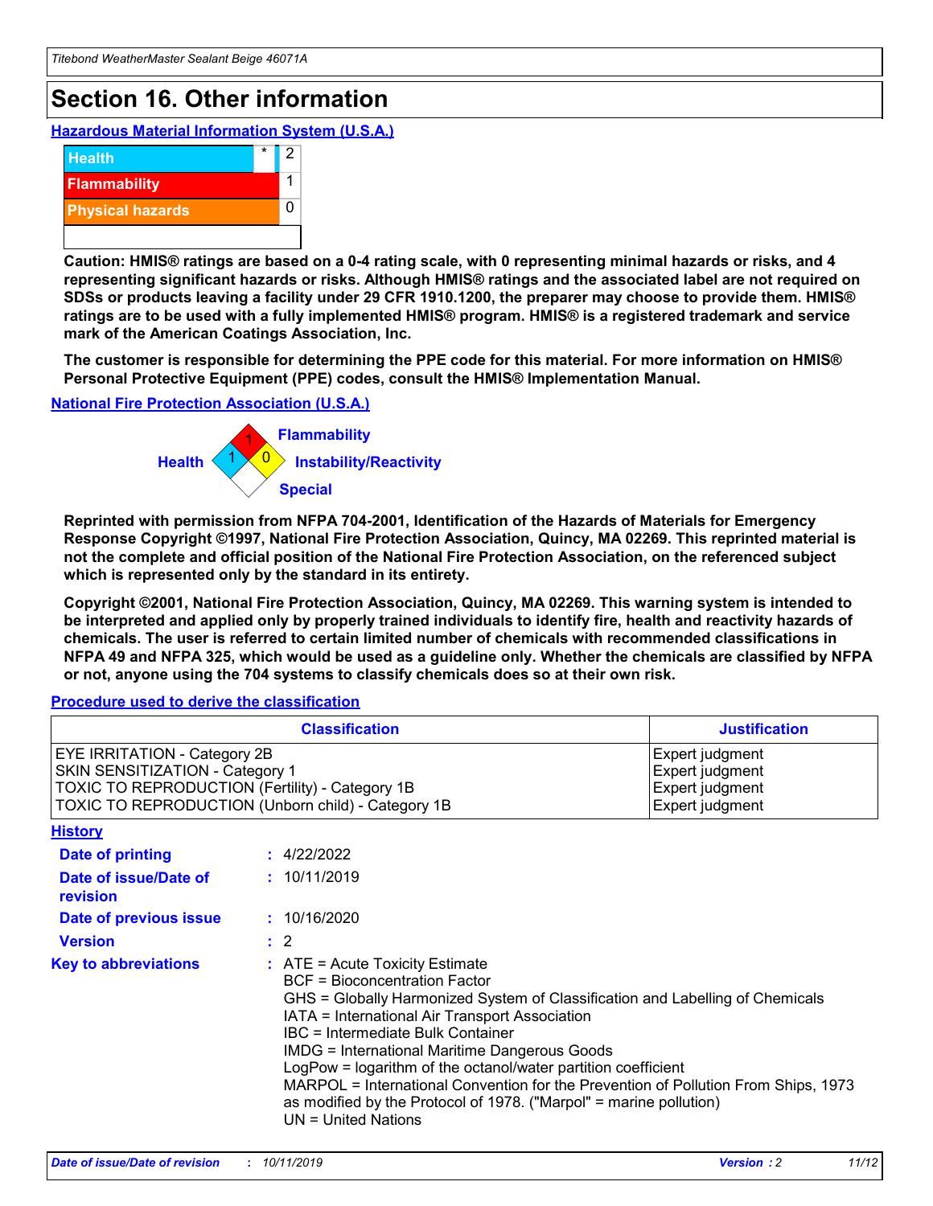## Section 16. Other information

### Hazardous Material Information System (U.S.A.)

| | | |
|---|---|---|
| Health | * | 2 |
| Flammability | | 1 |
| Physical hazards | | 0 |
| | | |

**Caution: HMIS® ratings are based on a 0-4 rating scale, with 0 representing minimal hazards or risks, and 4 representing significant hazards or risks. Although HMIS® ratings and the associated label are not required on SDSs or products leaving a facility under 29 CFR 1910.1200, the preparer may choose to provide them. HMIS® ratings are to be used with a fully implemented HMIS® program. HMIS® is a registered trademark and service mark of the American Coatings Association, Inc.**

**The customer is responsible for determining the PPE code for this material. For more information on HMIS® Personal Protective Equipment (PPE) codes, consult the HMIS® Implementation Manual.**

### National Fire Protection Association (U.S.A.)

Health: 1
Flammability: 1
Instability/Reactivity: 0
Special:

**Reprinted with permission from NFPA 704-2001, Identification of the Hazards of Materials for Emergency Response Copyright ©1997, National Fire Protection Association, Quincy, MA 02269. This reprinted material is not the complete and official position of the National Fire Protection Association, on the referenced subject which is represented only by the standard in its entirety.**

**Copyright ©2001, National Fire Protection Association, Quincy, MA 02269. This warning system is intended to be interpreted and applied only by properly trained individuals to identify fire, health and reactivity hazards of chemicals. The user is referred to certain limited number of chemicals with recommended classifications in NFPA 49 and NFPA 325, which would be used as a guideline only. Whether the chemicals are classified by NFPA or not, anyone using the 704 systems to classify chemicals does so at their own risk.**

### Procedure used to derive the classification

| Classification | Justification |
|---|---|
| EYE IRRITATION - Category 2B | Expert judgment |
| SKIN SENSITIZATION - Category 1 | Expert judgment |
| TOXIC TO REPRODUCTION (Fertility) - Category 1B | Expert judgment |
| TOXIC TO REPRODUCTION (Unborn child) - Category 1B | Expert judgment |

### History

**Date of printing** : 4/22/2022

**Date of issue/Date of revision** : 10/11/2019

**Date of previous issue** : 10/16/2020

**Version** : 2

**Key to abbreviations** :
ATE = Acute Toxicity Estimate
BCF = Bioconcentration Factor
GHS = Globally Harmonized System of Classification and Labelling of Chemicals
IATA = International Air Transport Association
IBC = Intermediate Bulk Container
IMDG = International Maritime Dangerous Goods
LogPow = logarithm of the octanol/water partition coefficient
MARPOL = International Convention for the Prevention of Pollution From Ships, 1973 as modified by the Protocol of 1978. ("Marpol" = marine pollution)
UN = United Nations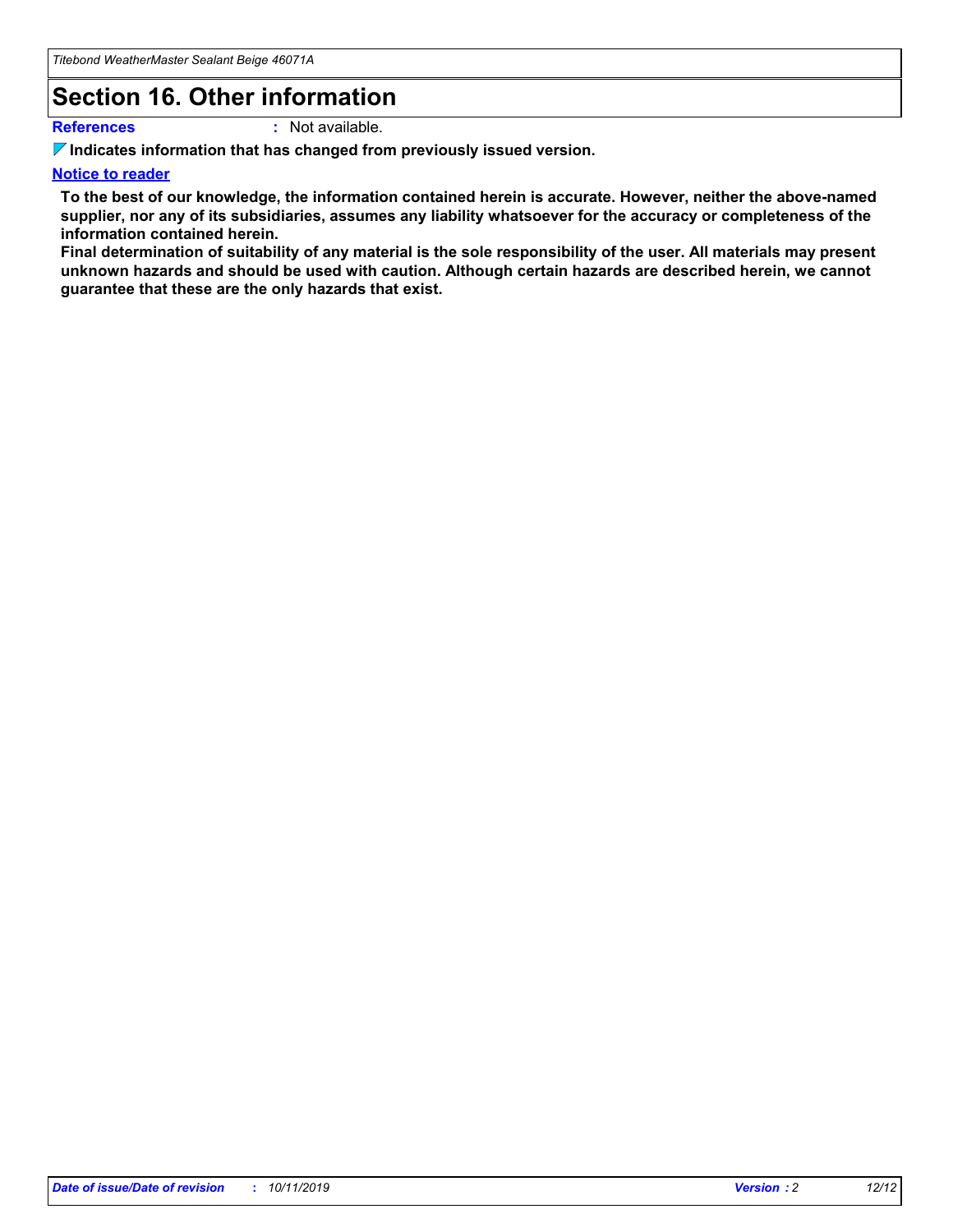# Section 16. Other information

**References** : Not available.

**Indicates information that has changed from previously issued version.**

**Notice to reader**

**To the best of our knowledge, the information contained herein is accurate. However, neither the above-named supplier, nor any of its subsidiaries, assumes any liability whatsoever for the accuracy or completeness of the information contained herein.**

**Final determination of suitability of any material is the sole responsibility of the user. All materials may present unknown hazards and should be used with caution. Although certain hazards are described herein, we cannot guarantee that these are the only hazards that exist.**